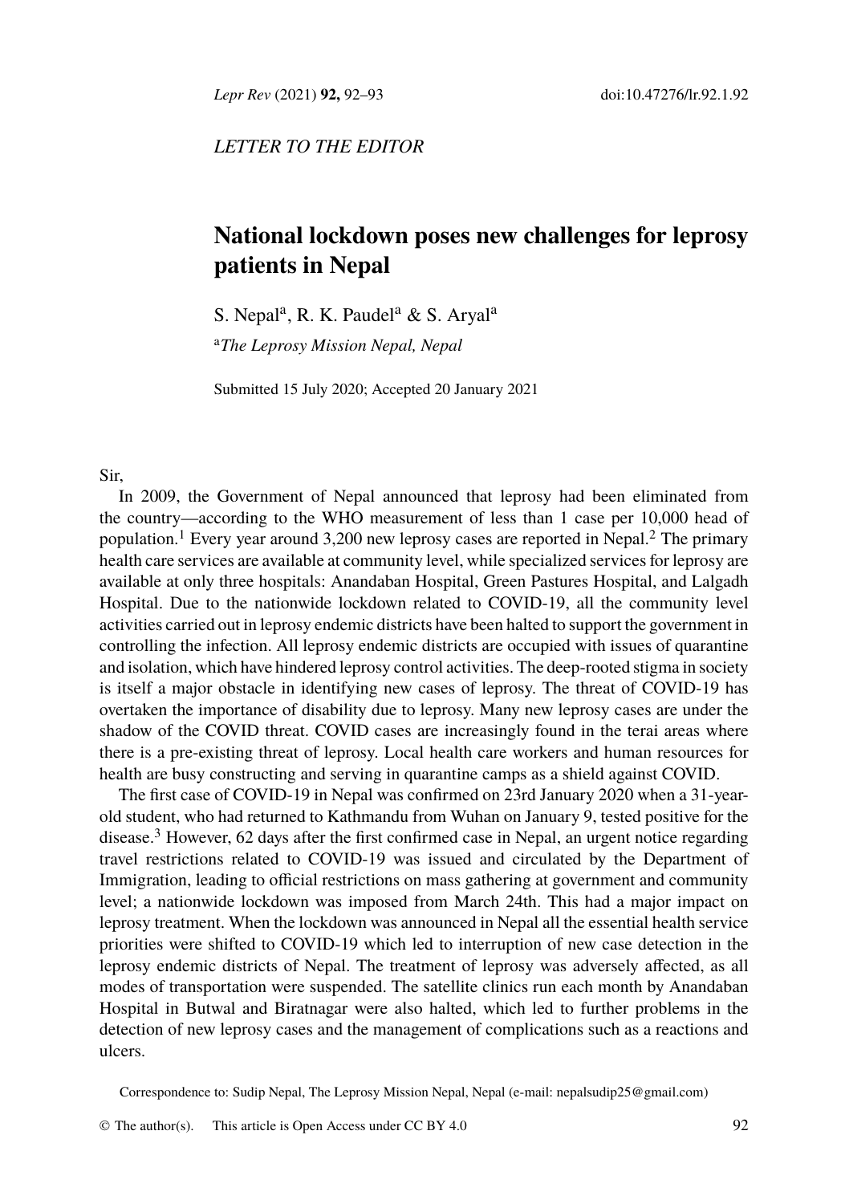*LETTER TO THE EDITOR*

# National lockdown poses new challenges for leprosy patients in Nepal

S. Nepal[a], R. K. Paudel[a] & S. Aryal[a]

[a]*The Leprosy Mission Nepal, Nepal*

Submitted 15 July 2020; Accepted 20 January 2021

Sir,

In 2009, the Government of Nepal announced that leprosy had been eliminated from the country—according to the WHO measurement of less than 1 case per 10,000 head of population.[1] Every year around 3,200 new leprosy cases are reported in Nepal.[2] The primary health care services are available at community level, while specialized services for leprosy are available at only three hospitals: Anandaban Hospital, Green Pastures Hospital, and Lalgadh Hospital. Due to the nationwide lockdown related to COVID-19, all the community level activities carried out in leprosy endemic districts have been halted to support the government in controlling the infection. All leprosy endemic districts are occupied with issues of quarantine and isolation, which have hindered leprosy control activities. The deep-rooted stigma in society is itself a major obstacle in identifying new cases of leprosy. The threat of COVID-19 has overtaken the importance of disability due to leprosy. Many new leprosy cases are under the shadow of the COVID threat. COVID cases are increasingly found in the terai areas where there is a pre-existing threat of leprosy. Local health care workers and human resources for health are busy constructing and serving in quarantine camps as a shield against COVID.

The first case of COVID-19 in Nepal was confirmed on 23rd January 2020 when a 31-year-old student, who had returned to Kathmandu from Wuhan on January 9, tested positive for the disease.[3] However, 62 days after the first confirmed case in Nepal, an urgent notice regarding travel restrictions related to COVID-19 was issued and circulated by the Department of Immigration, leading to official restrictions on mass gathering at government and community level; a nationwide lockdown was imposed from March 24th. This had a major impact on leprosy treatment. When the lockdown was announced in Nepal all the essential health service priorities were shifted to COVID-19 which led to interruption of new case detection in the leprosy endemic districts of Nepal. The treatment of leprosy was adversely affected, as all modes of transportation were suspended. The satellite clinics run each month by Anandaban Hospital in Butwal and Biratnagar were also halted, which led to further problems in the detection of new leprosy cases and the management of complications such as a reactions and ulcers.

Correspondence to: Sudip Nepal, The Leprosy Mission Nepal, Nepal (e-mail: nepalsudip25@gmail.com)

© The author(s). This article is Open Access under CC BY 4.0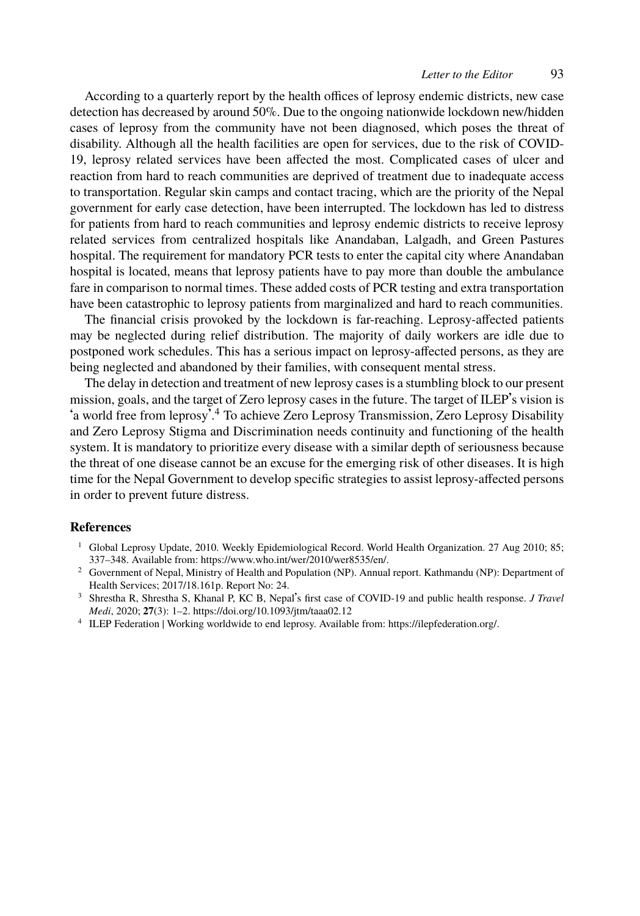According to a quarterly report by the health offices of leprosy endemic districts, new case detection has decreased by around 50%. Due to the ongoing nationwide lockdown new/hidden cases of leprosy from the community have not been diagnosed, which poses the threat of disability. Although all the health facilities are open for services, due to the risk of COVID-19, leprosy related services have been affected the most. Complicated cases of ulcer and reaction from hard to reach communities are deprived of treatment due to inadequate access to transportation. Regular skin camps and contact tracing, which are the priority of the Nepal government for early case detection, have been interrupted. The lockdown has led to distress for patients from hard to reach communities and leprosy endemic districts to receive leprosy related services from centralized hospitals like Anandaban, Lalgadh, and Green Pastures hospital. The requirement for mandatory PCR tests to enter the capital city where Anandaban hospital is located, means that leprosy patients have to pay more than double the ambulance fare in comparison to normal times. These added costs of PCR testing and extra transportation have been catastrophic to leprosy patients from marginalized and hard to reach communities.

The financial crisis provoked by the lockdown is far-reaching. Leprosy-affected patients may be neglected during relief distribution. The majority of daily workers are idle due to postponed work schedules. This has a serious impact on leprosy-affected persons, as they are being neglected and abandoned by their families, with consequent mental stress.

The delay in detection and treatment of new leprosy cases is a stumbling block to our present mission, goals, and the target of Zero leprosy cases in the future. The target of ILEP's vision is 'a world free from leprosy'.[4] To achieve Zero Leprosy Transmission, Zero Leprosy Disability and Zero Leprosy Stigma and Discrimination needs continuity and functioning of the health system. It is mandatory to prioritize every disease with a similar depth of seriousness because the threat of one disease cannot be an excuse for the emerging risk of other diseases. It is high time for the Nepal Government to develop specific strategies to assist leprosy-affected persons in order to prevent future distress.

## References

1. Global Leprosy Update, 2010. Weekly Epidemiological Record. World Health Organization. 27 Aug 2010; 85; 337–348. Available from: https://www.who.int/wer/2010/wer8535/en/.
2. Government of Nepal, Ministry of Health and Population (NP). Annual report. Kathmandu (NP): Department of Health Services; 2017/18.161p. Report No: 24.
3. Shrestha R, Shrestha S, Khanal P, KC B, Nepal's first case of COVID-19 and public health response. *J Travel Medi*, 2020; **27**(3): 1–2. https://doi.org/10.1093/jtm/taaa02.12
4. ILEP Federation | Working worldwide to end leprosy. Available from: https://ilepfederation.org/.